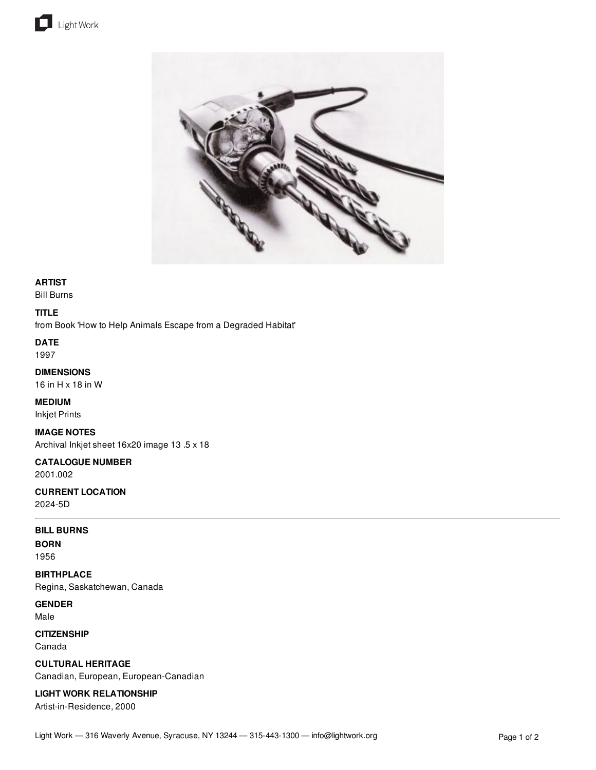**ARTIST**
Bill Burns

**TITLE**
from Book 'How to Help Animals Escape from a Degraded Habitat'

**DATE**
1997

**DIMENSIONS**
16 in H x 18 in W

**MEDIUM**
Inkjet Prints

**IMAGE NOTES**
Archival Inkjet sheet 16x20 image 13 .5 x 18

**CATALOGUE NUMBER**
2001.002

**CURRENT LOCATION**
2024-5D

---

**BILL BURNS**

**BORN**
1956

**BIRTHPLACE**
Regina, Saskatchewan, Canada

**GENDER**
Male

**CITIZENSHIP**
Canada

**CULTURAL HERITAGE**
Canadian, European, European-Canadian

**LIGHT WORK RELATIONSHIP**
Artist-in-Residence, 2000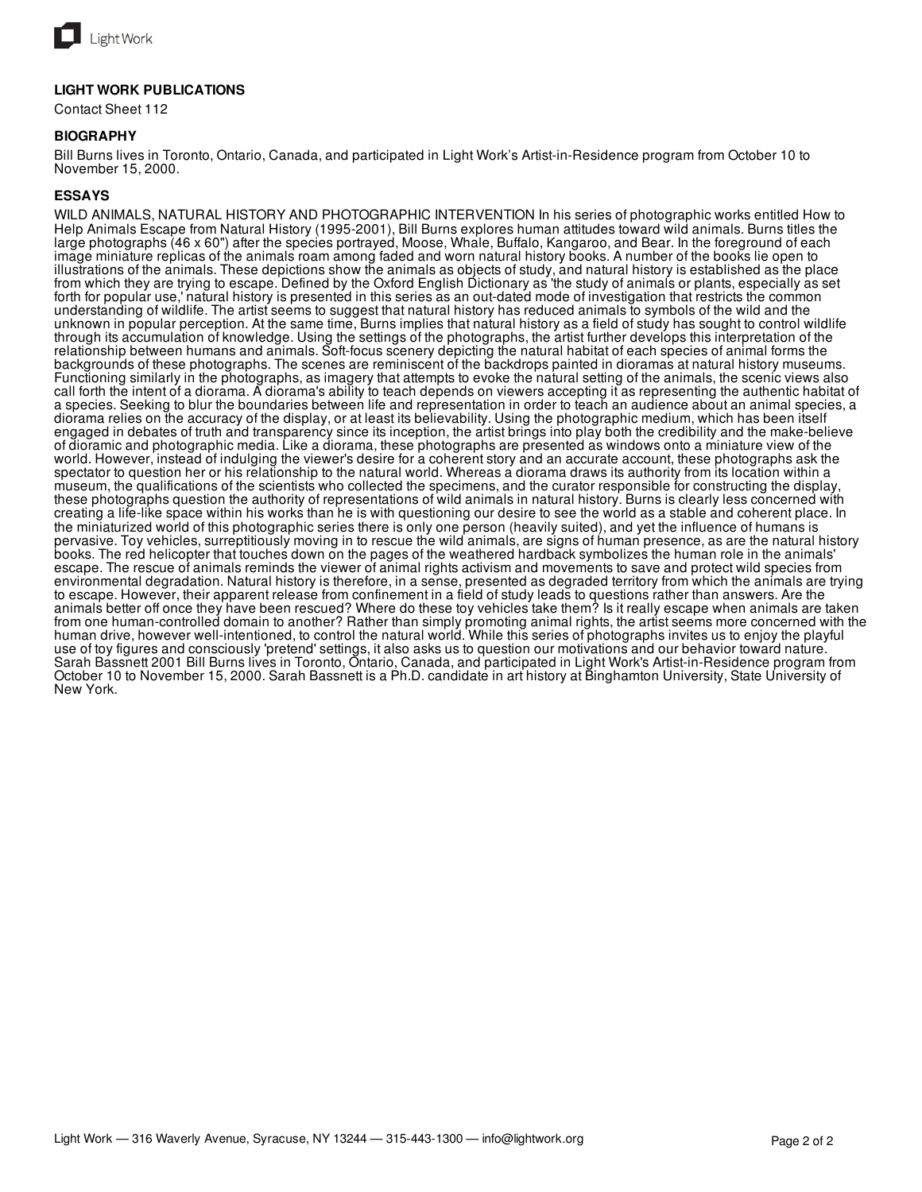**LIGHT WORK PUBLICATIONS**

Contact Sheet 112

### BIOGRAPHY

Bill Burns lives in Toronto, Ontario, Canada, and participated in Light Work's Artist-in-Residence program from October 10 to November 15, 2000.

### ESSAYS

WILD ANIMALS, NATURAL HISTORY AND PHOTOGRAPHIC INTERVENTION In his series of photographic works entitled How to Help Animals Escape from Natural History (1995-2001), Bill Burns explores human attitudes toward wild animals. Burns titles the large photographs (46 x 60") after the species portrayed, Moose, Whale, Buffalo, Kangaroo, and Bear. In the foreground of each image miniature replicas of the animals roam among faded and worn natural history books. A number of the books lie open to illustrations of the animals. These depictions show the animals as objects of study, and natural history is established as the place from which they are trying to escape. Defined by the Oxford English Dictionary as 'the study of animals or plants, especially as set forth for popular use,' natural history is presented in this series as an out-dated mode of investigation that restricts the common understanding of wildlife. The artist seems to suggest that natural history has reduced animals to symbols of the wild and the unknown in popular perception. At the same time, Burns implies that natural history as a field of study has sought to control wildlife through its accumulation of knowledge. Using the settings of the photographs, the artist further develops this interpretation of the relationship between humans and animals. Soft-focus scenery depicting the natural habitat of each species of animal forms the backgrounds of these photographs. The scenes are reminiscent of the backdrops painted in dioramas at natural history museums. Functioning similarly in the photographs, as imagery that attempts to evoke the natural setting of the animals, the scenic views also call forth the intent of a diorama. A diorama's ability to teach depends on viewers accepting it as representing the authentic habitat of a species. Seeking to blur the boundaries between life and representation in order to teach an audience about an animal species, a diorama relies on the accuracy of the display, or at least its believability. Using the photographic medium, which has been itself engaged in debates of truth and transparency since its inception, the artist brings into play both the credibility and the make-believe of dioramic and photographic media. Like a diorama, these photographs are presented as windows onto a miniature view of the world. However, instead of indulging the viewer's desire for a coherent story and an accurate account, these photographs ask the spectator to question her or his relationship to the natural world. Whereas a diorama draws its authority from its location within a museum, the qualifications of the scientists who collected the specimens, and the curator responsible for constructing the display, these photographs question the authority of representations of wild animals in natural history. Burns is clearly less concerned with creating a life-like space within his works than he is with questioning our desire to see the world as a stable and coherent place. In the miniaturized world of this photographic series there is only one person (heavily suited), and yet the influence of humans is pervasive. Toy vehicles, surreptitiously moving in to rescue the wild animals, are signs of human presence, as are the natural history books. The red helicopter that touches down on the pages of the weathered hardback symbolizes the human role in the animals' escape. The rescue of animals reminds the viewer of animal rights activism and movements to save and protect wild species from environmental degradation. Natural history is therefore, in a sense, presented as degraded territory from which the animals are trying to escape. However, their apparent release from confinement in a field of study leads to questions rather than answers. Are the animals better off once they have been rescued? Where do these toy vehicles take them? Is it really escape when animals are taken from one human-controlled domain to another? Rather than simply promoting animal rights, the artist seems more concerned with the human drive, however well-intentioned, to control the natural world. While this series of photographs invites us to enjoy the playful use of toy figures and consciously 'pretend' settings, it also asks us to question our motivations and our behavior toward nature. Sarah Bassnett 2001 Bill Burns lives in Toronto, Ontario, Canada, and participated in Light Work's Artist-in-Residence program from October 10 to November 15, 2000. Sarah Bassnett is a Ph.D. candidate in art history at Binghamton University, State University of New York.